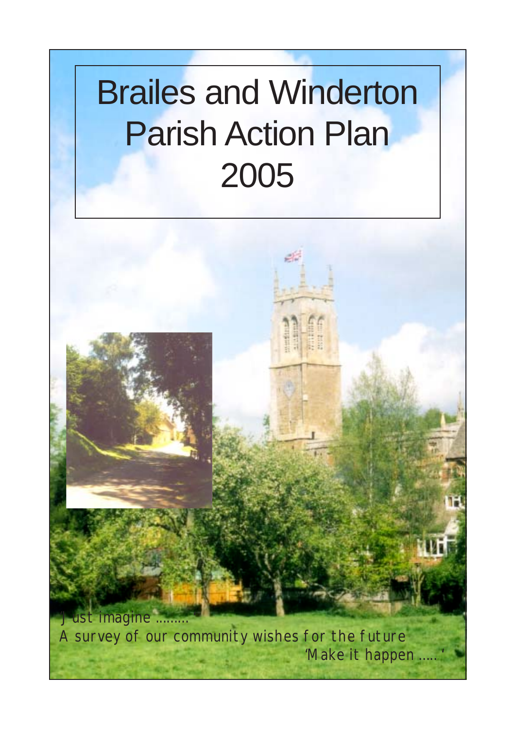# Brailes and Winderton Parish Action Plan 2005

'Just imagine .........

A survey of our community wishes for the future

'Make it happen .....'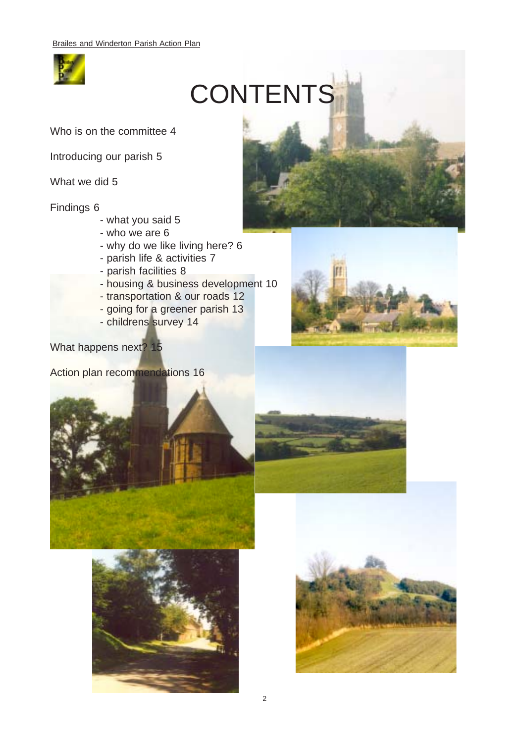# CONTENTS

Who is on the committee 4

Introducing our parish 5

What we did 5

Findings 6

- what you said 5
- who we are 6
- why do we like living here? 6
- parish life & activities 7
- parish facilities 8
- housing & business development 10
- transportation & our roads 12
- going for a greener parish 13
- childrens survey 14

What happens next? 15

Action plan recommendations 16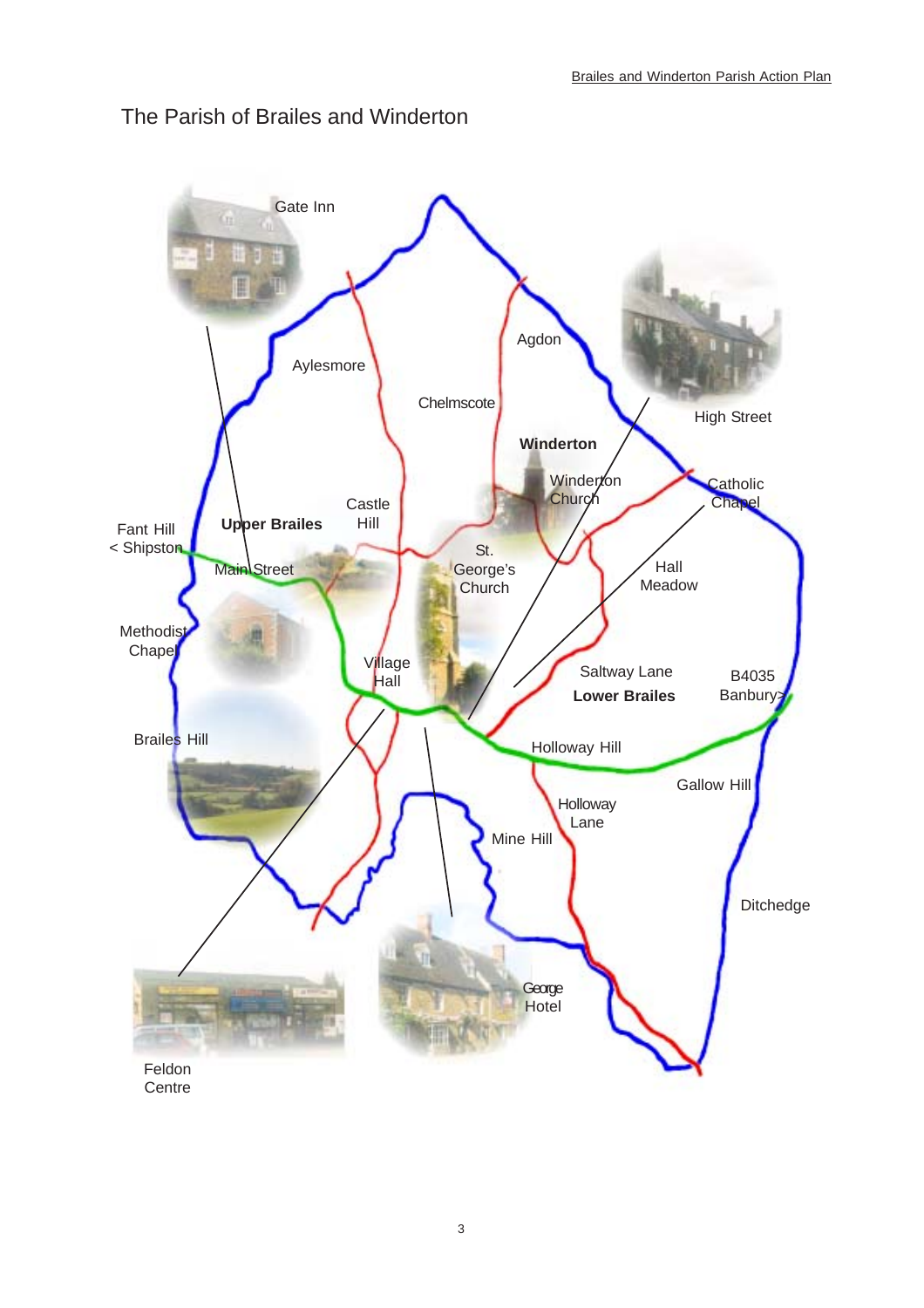# The Parish of Brailes and Winderton

Gate Inn

Aylesmore

Agdon

Chelmscote

High Street

**Winderton**

Winderton Church

Catholic Chapel

Castle Hill

**Upper Brailes**

Fant Hill
< Shipston

Main Street

St. George's Church

Hall Meadow

Methodist Chapel

Village Hall

Saltway Lane

**Lower Brailes**

B4035
Banbury>

Brailes Hill

Holloway Hill

Gallow Hill

Holloway Lane

Mine Hill

Ditchedge

George Hotel

Feldon Centre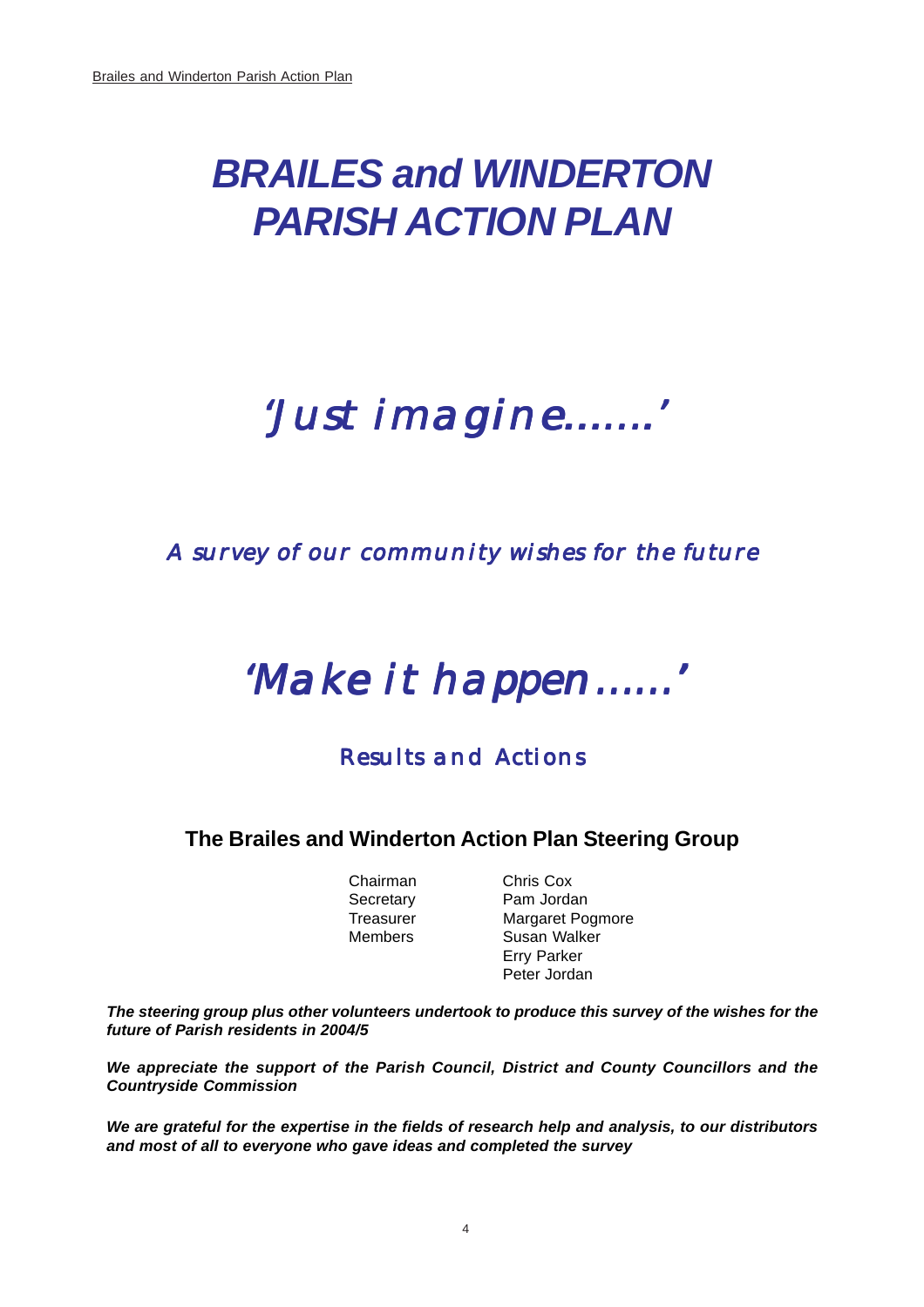# *BRAILES and WINDERTON PARISH ACTION PLAN*

## *'Just imagine.......'*

### *A survey of our community wishes for the future*

## *'Make it happen......'*

### Results and Actions

### The Brailes and Winderton Action Plan Steering Group

| | |
|---|---|
| Chairman | Chris Cox |
| Secretary | Pam Jordan |
| Treasurer | Margaret Pogmore |
| Members | Susan Walker |
| | Erry Parker |
| | Peter Jordan |

***The steering group plus other volunteers undertook to produce this survey of the wishes for the future of Parish residents in 2004/5***

***We appreciate the support of the Parish Council, District and County Councillors and the Countryside Commission***

***We are grateful for the expertise in the fields of research help and analysis, to our distributors and most of all to everyone who gave ideas and completed the survey***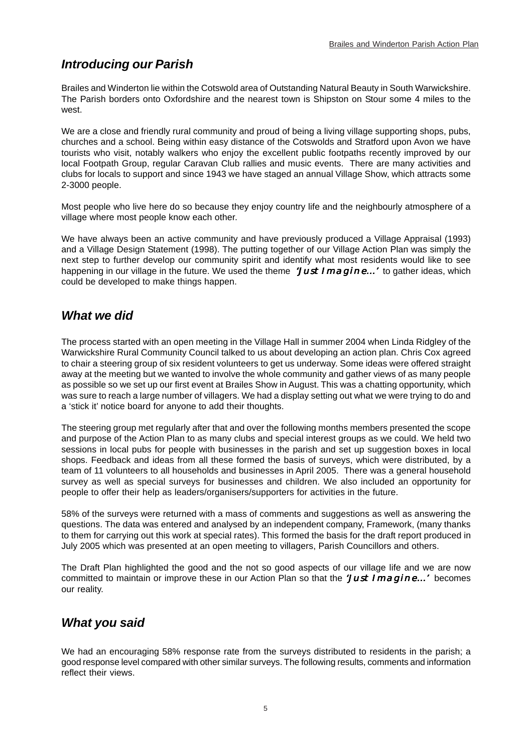## *Introducing our Parish*

Brailes and Winderton lie within the Cotswold area of Outstanding Natural Beauty in South Warwickshire. The Parish borders onto Oxfordshire and the nearest town is Shipston on Stour some 4 miles to the west.

We are a close and friendly rural community and proud of being a living village supporting shops, pubs, churches and a school. Being within easy distance of the Cotswolds and Stratford upon Avon we have tourists who visit, notably walkers who enjoy the excellent public footpaths recently improved by our local Footpath Group, regular Caravan Club rallies and music events. There are many activities and clubs for locals to support and since 1943 we have staged an annual Village Show, which attracts some 2-3000 people.

Most people who live here do so because they enjoy country life and the neighbourly atmosphere of a village where most people know each other.

We have always been an active community and have previously produced a Village Appraisal (1993) and a Village Design Statement (1998). The putting together of our Village Action Plan was simply the next step to further develop our community spirit and identify what most residents would like to see happening in our village in the future. We used the theme *'Just Imagine...'* to gather ideas, which could be developed to make things happen.

## *What we did*

The process started with an open meeting in the Village Hall in summer 2004 when Linda Ridgley of the Warwickshire Rural Community Council talked to us about developing an action plan. Chris Cox agreed to chair a steering group of six resident volunteers to get us underway. Some ideas were offered straight away at the meeting but we wanted to involve the whole community and gather views of as many people as possible so we set up our first event at Brailes Show in August. This was a chatting opportunity, which was sure to reach a large number of villagers. We had a display setting out what we were trying to do and a 'stick it' notice board for anyone to add their thoughts.

The steering group met regularly after that and over the following months members presented the scope and purpose of the Action Plan to as many clubs and special interest groups as we could. We held two sessions in local pubs for people with businesses in the parish and set up suggestion boxes in local shops. Feedback and ideas from all these formed the basis of surveys, which were distributed, by a team of 11 volunteers to all households and businesses in April 2005. There was a general household survey as well as special surveys for businesses and children. We also included an opportunity for people to offer their help as leaders/organisers/supporters for activities in the future.

58% of the surveys were returned with a mass of comments and suggestions as well as answering the questions. The data was entered and analysed by an independent company, Framework, (many thanks to them for carrying out this work at special rates). This formed the basis for the draft report produced in July 2005 which was presented at an open meeting to villagers, Parish Councillors and others.

The Draft Plan highlighted the good and the not so good aspects of our village life and we are now committed to maintain or improve these in our Action Plan so that the *'Just Imagine...'* becomes our reality.

## *What you said*

We had an encouraging 58% response rate from the surveys distributed to residents in the parish; a good response level compared with other similar surveys. The following results, comments and information reflect their views.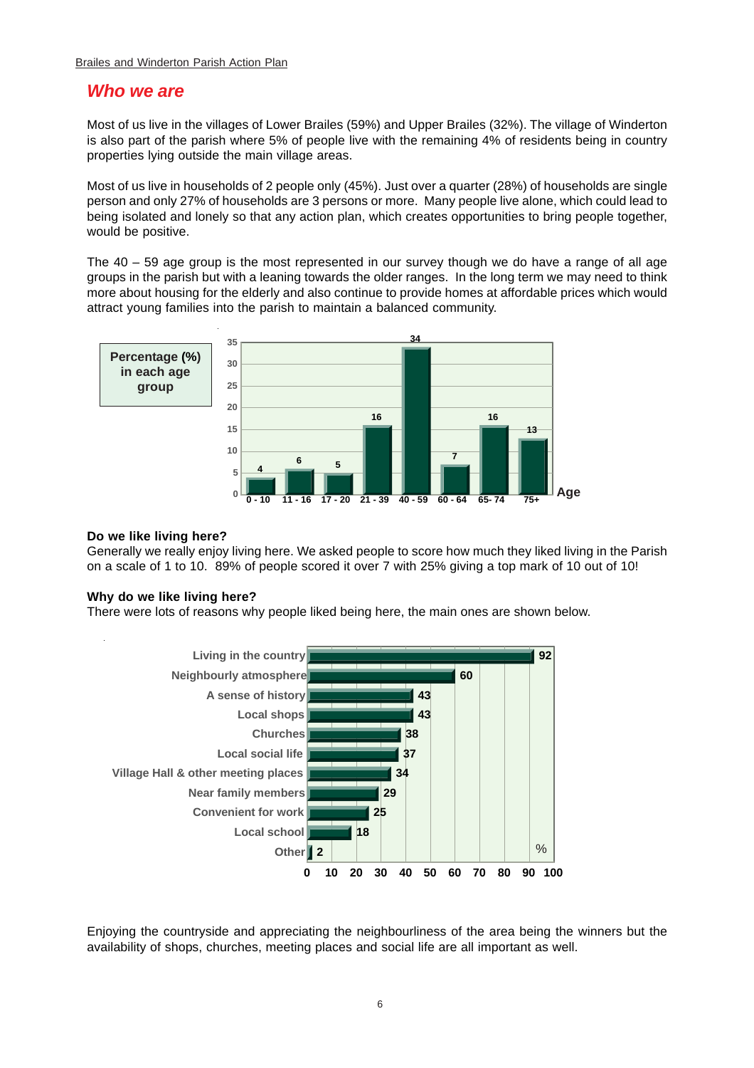## *Who we are*

Most of us live in the villages of Lower Brailes (59%) and Upper Brailes (32%). The village of Winderton is also part of the parish where 5% of people live with the remaining 4% of residents being in country properties lying outside the main village areas.

Most of us live in households of 2 people only (45%). Just over a quarter (28%) of households are single person and only 27% of households are 3 persons or more. Many people live alone, which could lead to being isolated and lonely so that any action plan, which creates opportunities to bring people together, would be positive.

The 40 – 59 age group is the most represented in our survey though we do have a range of all age groups in the parish but with a leaning towards the older ranges. In the long term we may need to think more about housing for the elderly and also continue to provide homes at affordable prices which would attract young families into the parish to maintain a balanced community.

**Percentage (%) in each age group**

| Age | % |
|---|---|
| 0 - 10 | 4 |
| 11 - 16 | 6 |
| 17 - 20 | 5 |
| 21 - 39 | 16 |
| 40 - 59 | 34 |
| 60 - 64 | 7 |
| 65- 74 | 16 |
| 75+ | 13 |

**Do we like living here?**
Generally we really enjoy living here. We asked people to score how much they liked living in the Parish on a scale of 1 to 10. 89% of people scored it over 7 with 25% giving a top mark of 10 out of 10!

**Why do we like living here?**
There were lots of reasons why people liked being here, the main ones are shown below.

| Reason | % |
|---|---|
| Living in the country | 92 |
| Neighbourly atmosphere | 60 |
| A sense of history | 43 |
| Local shops | 43 |
| Churches | 38 |
| Local social life | 37 |
| Village Hall & other meeting places | 34 |
| Near family members | 29 |
| Convenient for work | 25 |
| Local school | 18 |
| Other | 2 |

Enjoying the countryside and appreciating the neighbourliness of the area being the winners but the availability of shops, churches, meeting places and social life are all important as well.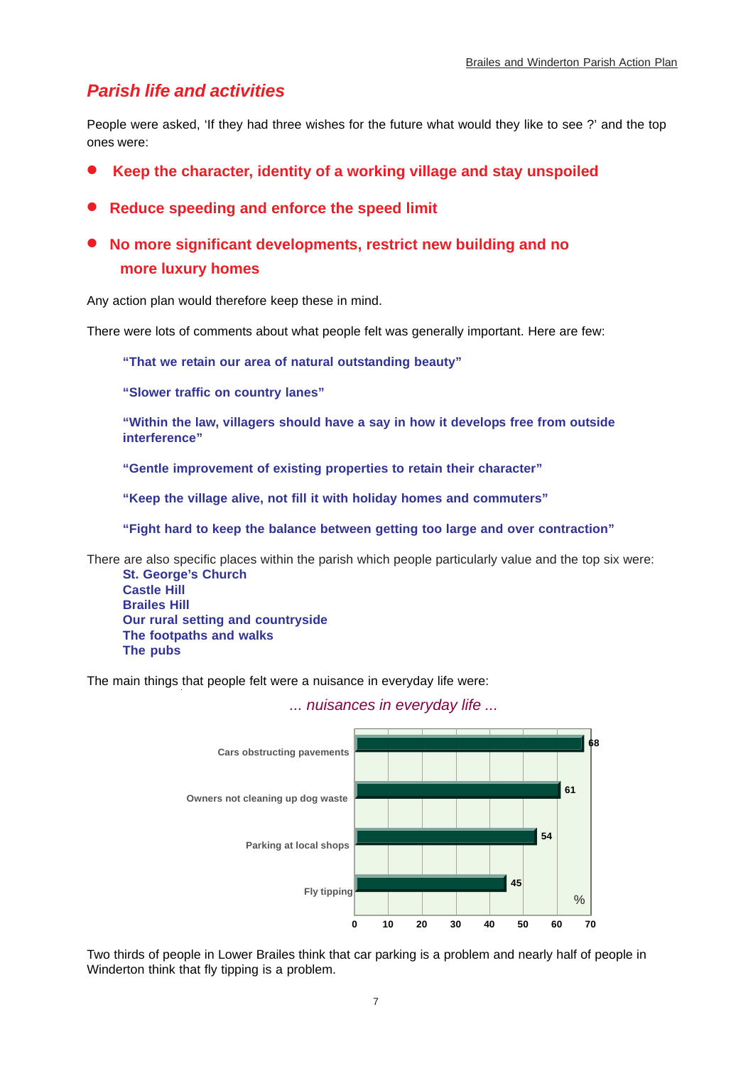## Parish life and activities

People were asked, 'If they had three wishes for the future what would they like to see ?' and the top ones were:

- **Keep the character, identity of a working village and stay unspoiled**
- **Reduce speeding and enforce the speed limit**
- **No more significant developments, restrict new building and no more luxury homes**

Any action plan would therefore keep these in mind.

There were lots of comments about what people felt was generally important. Here are few:

> **"That we retain our area of natural outstanding beauty"**
>
> **"Slower traffic on country lanes"**
>
> **"Within the law, villagers should have a say in how it develops free from outside interference"**
>
> **"Gentle improvement of existing properties to retain their character"**
>
> **"Keep the village alive, not fill it with holiday homes and commuters"**
>
> **"Fight hard to keep the balance between getting too large and over contraction"**

There are also specific places within the parish which people particularly value and the top six were:

**St. George's Church**
**Castle Hill**
**Brailes Hill**
**Our rural setting and countryside**
**The footpaths and walks**
**The pubs**

The main things that people felt were a nuisance in everyday life were:

*... nuisances in everyday life ...*

| Nuisance | % |
|---|---|
| Cars obstructing pavements | 68 |
| Owners not cleaning up dog waste | 61 |
| Parking at local shops | 54 |
| Fly tipping | 45 |

Two thirds of people in Lower Brailes think that car parking is a problem and nearly half of people in Winderton think that fly tipping is a problem.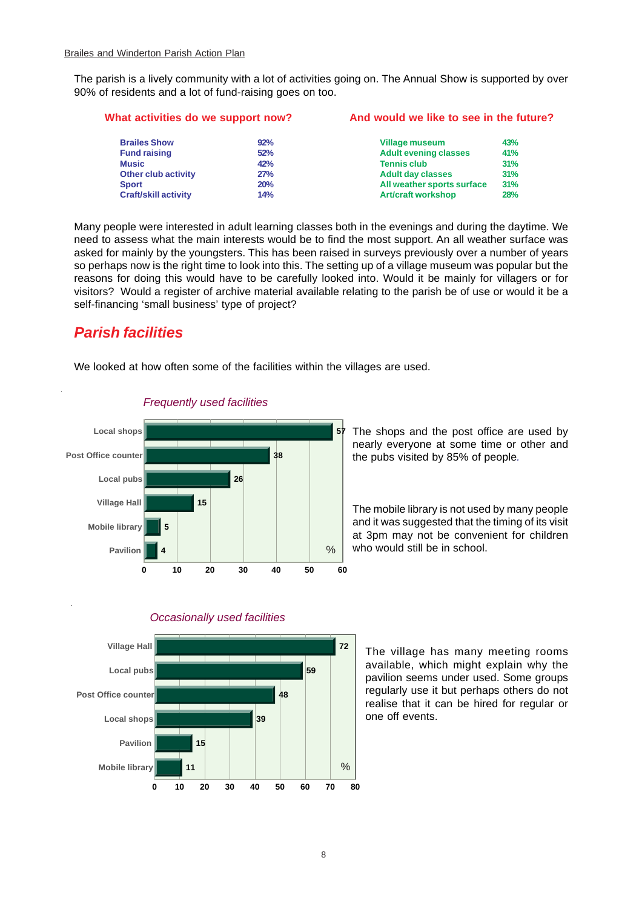The parish is a lively community with a lot of activities going on. The Annual Show is supported by over 90% of residents and a lot of fund-raising goes on too.

**What activities do we support now?**

| Activity | % |
|---|---|
| Brailes Show | 92% |
| Fund raising | 52% |
| Music | 42% |
| Other club activity | 27% |
| Sport | 20% |
| Craft/skill activity | 14% |

**And would we like to see in the future?**

| Activity | % |
|---|---|
| Village museum | 43% |
| Adult evening classes | 41% |
| Tennis club | 31% |
| Adult day classes | 31% |
| All weather sports surface | 31% |
| Art/craft workshop | 28% |

Many people were interested in adult learning classes both in the evenings and during the daytime. We need to assess what the main interests would be to find the most support. An all weather surface was asked for mainly by the youngsters. This has been raised in surveys previously over a number of years so perhaps now is the right time to look into this. The setting up of a village museum was popular but the reasons for doing this would have to be carefully looked into. Would it be mainly for villagers or for visitors? Would a register of archive material available relating to the parish be of use or would it be a self-financing 'small business' type of project?

## *Parish facilities*

We looked at how often some of the facilities within the villages are used.

*Frequently used facilities*

| Facility | % |
|---|---|
| Local shops | 57 |
| Post Office counter | 38 |
| Local pubs | 26 |
| Village Hall | 15 |
| Mobile library | 5 |
| Pavilion | 4 |

The shops and the post office are used by nearly everyone at some time or other and the pubs visited by 85% of people.

The mobile library is not used by many people and it was suggested that the timing of its visit at 3pm may not be convenient for children who would still be in school.

*Occasionally used facilities*

| Facility | % |
|---|---|
| Village Hall | 72 |
| Local pubs | 59 |
| Post Office counter | 48 |
| Local shops | 39 |
| Pavilion | 15 |
| Mobile library | 11 |

The village has many meeting rooms available, which might explain why the pavilion seems under used. Some groups regularly use it but perhaps others do not realise that it can be hired for regular or one off events.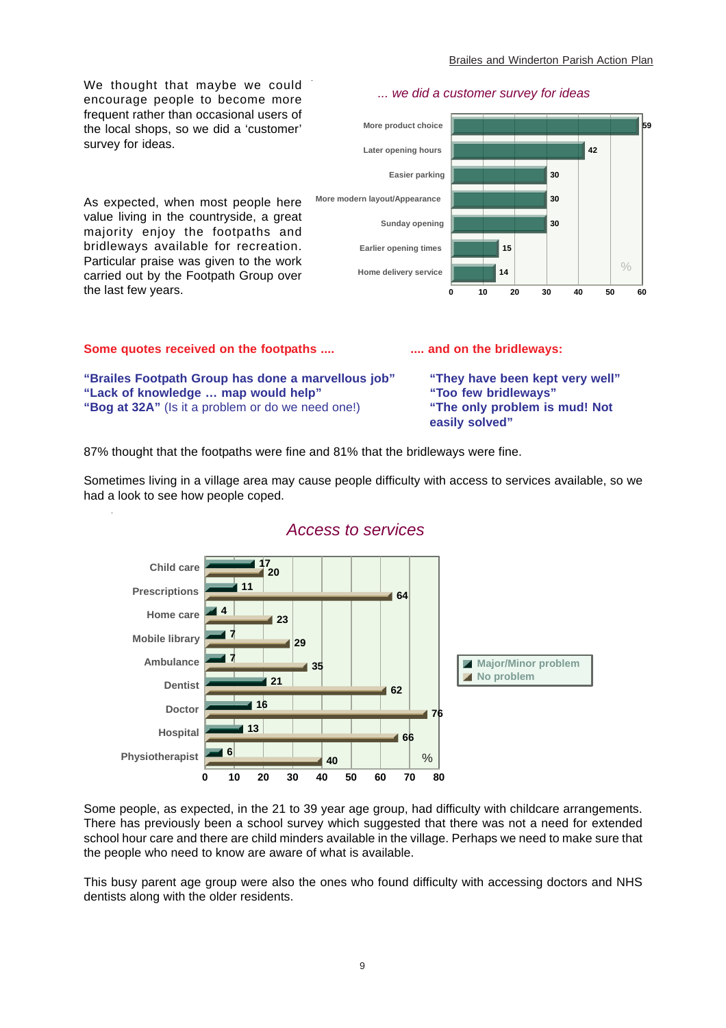We thought that maybe we could encourage people to become more frequent rather than occasional users of the local shops, so we did a 'customer' survey for ideas.

As expected, when most people here value living in the countryside, a great majority enjoy the footpaths and bridleways available for recreation. Particular praise was given to the work carried out by the Footpath Group over the last few years.

*... we did a customer survey for ideas*

| Idea | % |
|---|---|
| More product choice | 59 |
| Later opening hours | 42 |
| Easier parking | 30 |
| More modern layout/Appearance | 30 |
| Sunday opening | 30 |
| Earlier opening times | 15 |
| Home delivery service | 14 |

**Some quotes received on the footpaths ....**

**"Brailes Footpath Group has done a marvellous job"**
**"Lack of knowledge … map would help"**
**"Bog at 32A"** (Is it a problem or do we need one!)

**.... and on the bridleways:**

**"They have been kept very well"**
**"Too few bridleways"**
**"The only problem is mud! Not easily solved"**

87% thought that the footpaths were fine and 81% that the bridleways were fine.

Sometimes living in a village area may cause people difficulty with access to services available, so we had a look to see how people coped.

*Access to services*

| Service | Major/Minor problem (%) | No problem (%) |
|---|---|---|
| Child care | 17 | 20 |
| Prescriptions | 11 | 64 |
| Home care | 4 | 23 |
| Mobile library | 7 | 29 |
| Ambulance | 7 | 35 |
| Dentist | 21 | 62 |
| Doctor | 16 | 76 |
| Hospital | 13 | 66 |
| Physiotherapist | 6 | 40 |

Some people, as expected, in the 21 to 39 year age group, had difficulty with childcare arrangements. There has previously been a school survey which suggested that there was not a need for extended school hour care and there are child minders available in the village. Perhaps we need to make sure that the people who need to know are aware of what is available.

This busy parent age group were also the ones who found difficulty with accessing doctors and NHS dentists along with the older residents.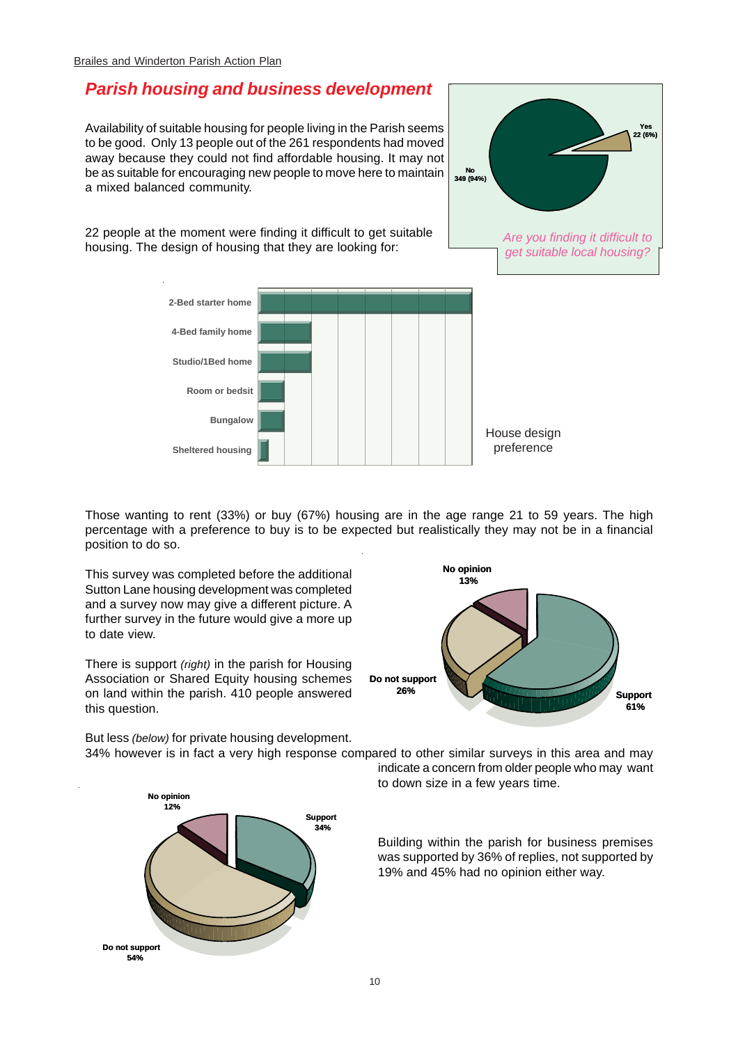## Parish housing and business development

Availability of suitable housing for people living in the Parish seems to be good. Only 13 people out of the 261 respondents had moved away because they could not find affordable housing. It may not be as suitable for encouraging new people to move here to maintain a mixed balanced community.

22 people at the moment were finding it difficult to get suitable housing. The design of housing that they are looking for:

Yes 22 (6%)

No 349 (94%)

*Are you finding it difficult to get suitable local housing?*

2-Bed starter home

4-Bed family home

Studio/1Bed home

Room or bedsit

Bungalow

Sheltered housing

House design preference

Those wanting to rent (33%) or buy (67%) housing are in the age range 21 to 59 years. The high percentage with a preference to buy is to be expected but realistically they may not be in a financial position to do so.

This survey was completed before the additional Sutton Lane housing development was completed and a survey now may give a different picture. A further survey in the future would give a more up to date view.

There is support *(right)* in the parish for Housing Association or Shared Equity housing schemes on land within the parish. 410 people answered this question.

No opinion 13%

Do not support 26%

Support 61%

But less *(below)* for private housing development.

34% however is in fact a very high response compared to other similar surveys in this area and may indicate a concern from older people who may want to down size in a few years time.

No opinion 12%

Support 34%

Do not support 54%

Building within the parish for business premises was supported by 36% of replies, not supported by 19% and 45% had no opinion either way.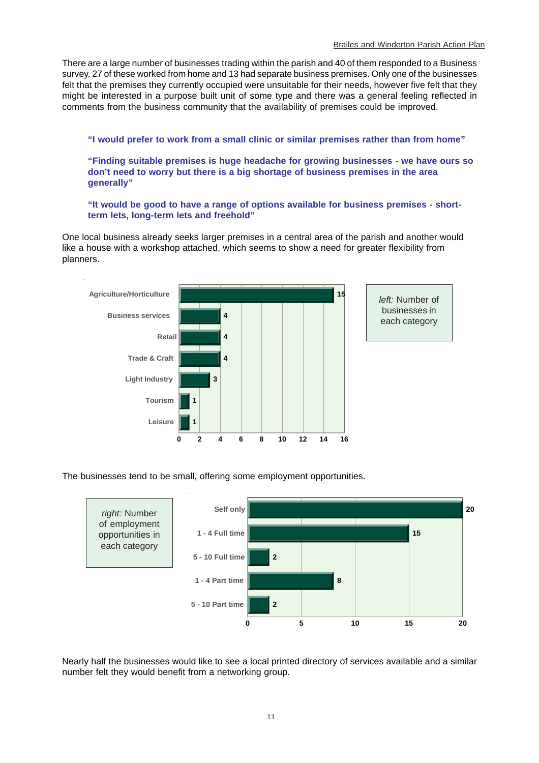There are a large number of businesses trading within the parish and 40 of them responded to a Business survey. 27 of these worked from home and 13 had separate business premises. Only one of the businesses felt that the premises they currently occupied were unsuitable for their needs, however five felt that they might be interested in a purpose built unit of some type and there was a general feeling reflected in comments from the business community that the availability of premises could be improved.

> **"I would prefer to work from a small clinic or similar premises rather than from home"**
>
> **"Finding suitable premises is huge headache for growing businesses - we have ours so don't need to worry but there is a big shortage of business premises in the area generally"**
>
> **"It would be good to have a range of options available for business premises - short-term lets, long-term lets and freehold"**

One local business already seeks larger premises in a central area of the parish and another would like a house with a workshop attached, which seems to show a need for greater flexibility from planners.

| Category | Number |
|---|---|
| Agriculture/Horticulture | 15 |
| Business services | 4 |
| Retail | 4 |
| Trade & Craft | 4 |
| Light Industry | 3 |
| Tourism | 1 |
| Leisure | 1 |

*left:* Number of businesses in each category

The businesses tend to be small, offering some employment opportunities.

*right:* Number of employment opportunities in each category

| Category | Number |
|---|---|
| Self only | 20 |
| 1 - 4 Full time | 15 |
| 5 - 10 Full time | 2 |
| 1 - 4 Part time | 8 |
| 5 - 10 Part time | 2 |

Nearly half the businesses would like to see a local printed directory of services available and a similar number felt they would benefit from a networking group.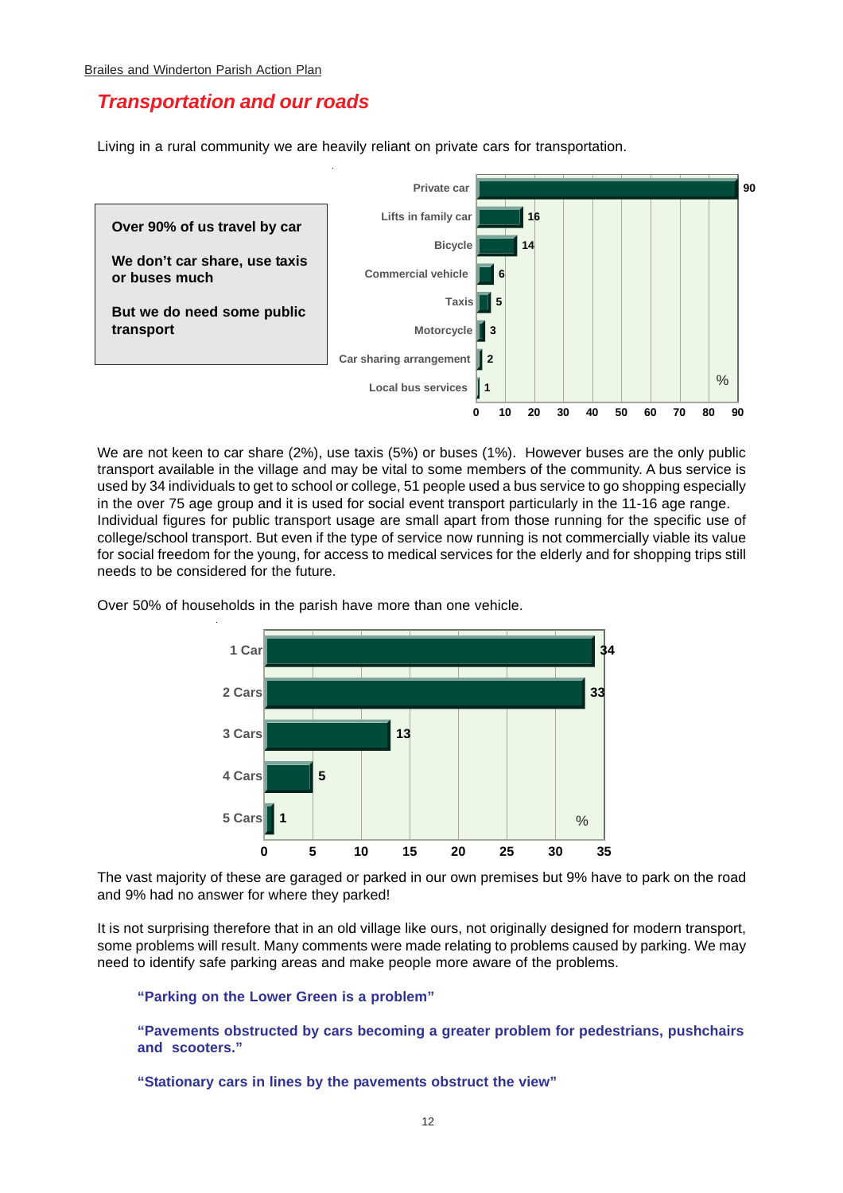## Transportation and our roads

Living in a rural community we are heavily reliant on private cars for transportation.

**Over 90% of us travel by car**

**We don't car share, use taxis or buses much**

**But we do need some public transport**

| Mode | % |
|---|---|
| Private car | 90 |
| Lifts in family car | 16 |
| Bicycle | 14 |
| Commercial vehicle | 6 |
| Taxis | 5 |
| Motorcycle | 3 |
| Car sharing arrangement | 2 |
| Local bus services | 1 |

We are not keen to car share (2%), use taxis (5%) or buses (1%). However buses are the only public transport available in the village and may be vital to some members of the community. A bus service is used by 34 individuals to get to school or college, 51 people used a bus service to go shopping especially in the over 75 age group and it is used for social event transport particularly in the 11-16 age range. Individual figures for public transport usage are small apart from those running for the specific use of college/school transport. But even if the type of service now running is not commercially viable its value for social freedom for the young, for access to medical services for the elderly and for shopping trips still needs to be considered for the future.

Over 50% of households in the parish have more than one vehicle.

| Vehicles | % |
|---|---|
| 1 Car | 34 |
| 2 Cars | 33 |
| 3 Cars | 13 |
| 4 Cars | 5 |
| 5 Cars | 1 |

The vast majority of these are garaged or parked in our own premises but 9% have to park on the road and 9% had no answer for where they parked!

It is not surprising therefore that in an old village like ours, not originally designed for modern transport, some problems will result. Many comments were made relating to problems caused by parking. We may need to identify safe parking areas and make people more aware of the problems.

> **"Parking on the Lower Green is a problem"**
>
> **"Pavements obstructed by cars becoming a greater problem for pedestrians, pushchairs and scooters."**
>
> **"Stationary cars in lines by the pavements obstruct the view"**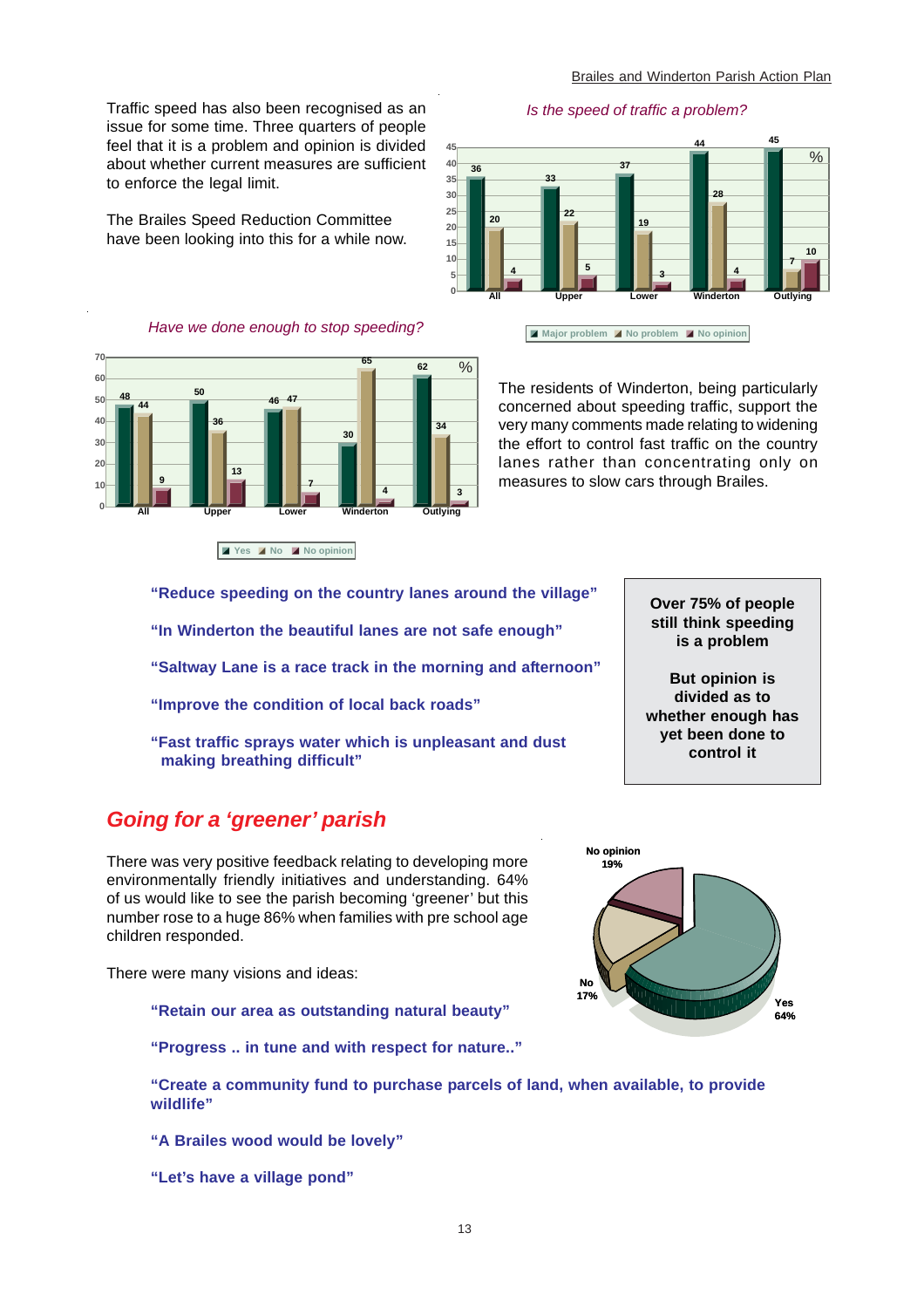Traffic speed has also been recognised as an issue for some time. Three quarters of people feel that it is a problem and opinion is divided about whether current measures are sufficient to enforce the legal limit.

The Brailes Speed Reduction Committee have been looking into this for a while now.

*Is the speed of traffic a problem?*

| % | All | Upper | Lower | Winderton | Outlying |
|---|---|---|---|---|---|
| Major problem | 36 | 33 | 37 | 44 | 45 |
| No problem | 20 | 22 | 19 | 28 | 7 |
| No opinion | 4 | 5 | 3 | 4 | 10 |

*Have we done enough to stop speeding?*

| % | All | Upper | Lower | Winderton | Outlying |
|---|---|---|---|---|---|
| Yes | 48 | 50 | 46 | 30 | 62 |
| No | 44 | 36 | 47 | 65 | 34 |
| No opinion | 9 | 13 | 7 | 4 | 3 |

The residents of Winderton, being particularly concerned about speeding traffic, support the very many comments made relating to widening the effort to control fast traffic on the country lanes rather than concentrating only on measures to slow cars through Brailes.

**"Reduce speeding on the country lanes around the village"**

**"In Winderton the beautiful lanes are not safe enough"**

**"Saltway Lane is a race track in the morning and afternoon"**

**"Improve the condition of local back roads"**

**"Fast traffic sprays water which is unpleasant and dust making breathing difficult"**

**Over 75% of people still think speeding is a problem**

**But opinion is divided as to whether enough has yet been done to control it**

## *Going for a 'greener' parish*

There was very positive feedback relating to developing more environmentally friendly initiatives and understanding. 64% of us would like to see the parish becoming 'greener' but this number rose to a huge 86% when families with pre school age children responded.

| Response | % |
|---|---|
| Yes | 64% |
| No | 17% |
| No opinion | 19% |

There were many visions and ideas:

**"Retain our area as outstanding natural beauty"**

**"Progress .. in tune and with respect for nature.."**

**"Create a community fund to purchase parcels of land, when available, to provide wildlife"**

**"A Brailes wood would be lovely"**

**"Let's have a village pond"**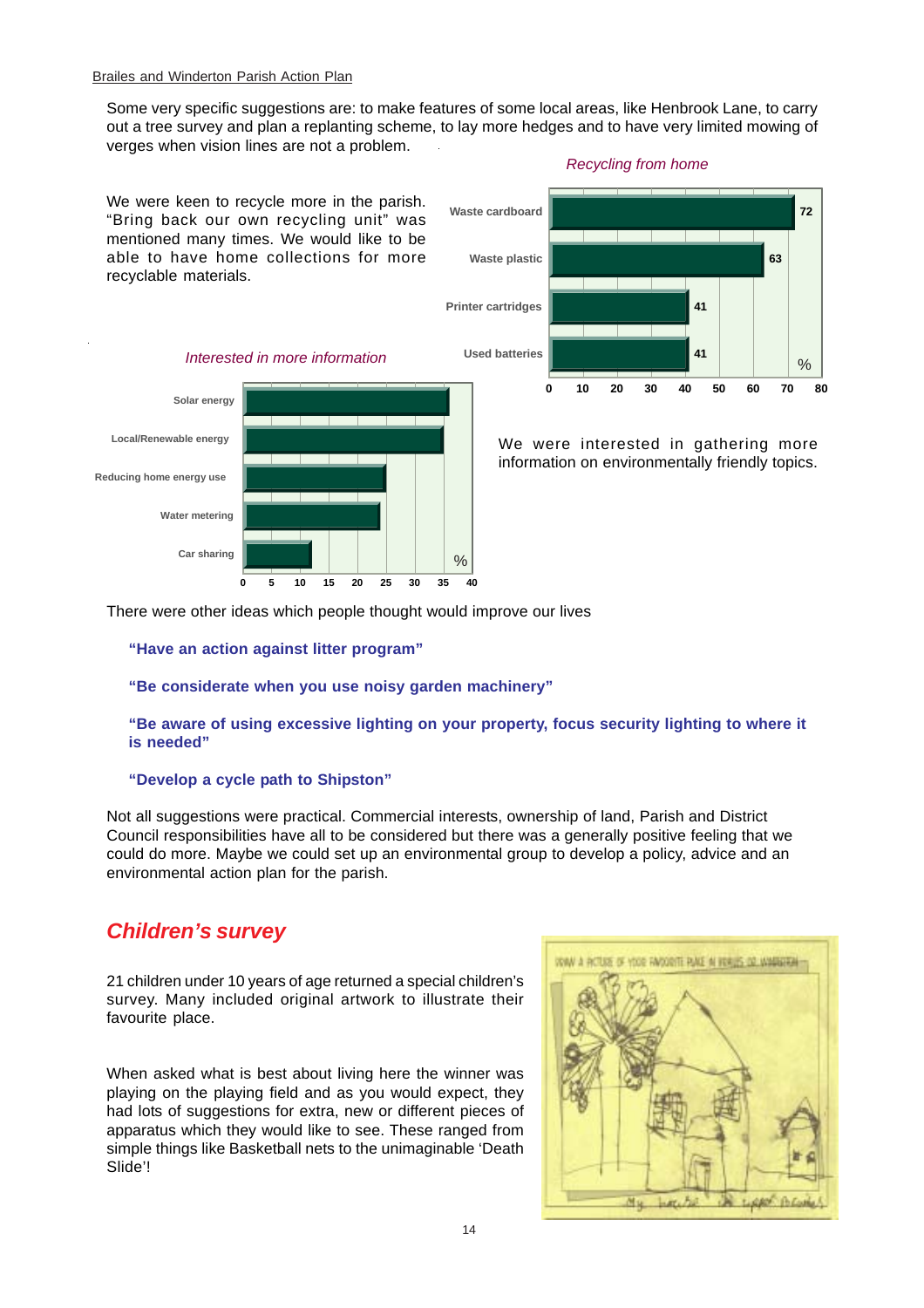Some very specific suggestions are: to make features of some local areas, like Henbrook Lane, to carry out a tree survey and plan a replanting scheme, to lay more hedges and to have very limited mowing of verges when vision lines are not a problem.

We were keen to recycle more in the parish. "Bring back our own recycling unit" was mentioned many times. We would like to be able to have home collections for more recyclable materials.

*Recycling from home*

| Item | % |
|---|---|
| Waste cardboard | 72 |
| Waste plastic | 63 |
| Printer cartridges | 41 |
| Used batteries | 41 |

*Interested in more information*

Solar energy, Local/Renewable energy, Reducing home energy use, Water metering, Car sharing (%)

We were interested in gathering more information on environmentally friendly topics.

There were other ideas which people thought would improve our lives

**"Have an action against litter program"**

**"Be considerate when you use noisy garden machinery"**

**"Be aware of using excessive lighting on your property, focus security lighting to where it is needed"**

**"Develop a cycle path to Shipston"**

Not all suggestions were practical. Commercial interests, ownership of land, Parish and District Council responsibilities have all to be considered but there was a generally positive feeling that we could do more. Maybe we could set up an environmental group to develop a policy, advice and an environmental action plan for the parish.

## *Children's survey*

21 children under 10 years of age returned a special children's survey. Many included original artwork to illustrate their favourite place.

When asked what is best about living here the winner was playing on the playing field and as you would expect, they had lots of suggestions for extra, new or different pieces of apparatus which they would like to see. These ranged from simple things like Basketball nets to the unimaginable 'Death Slide'!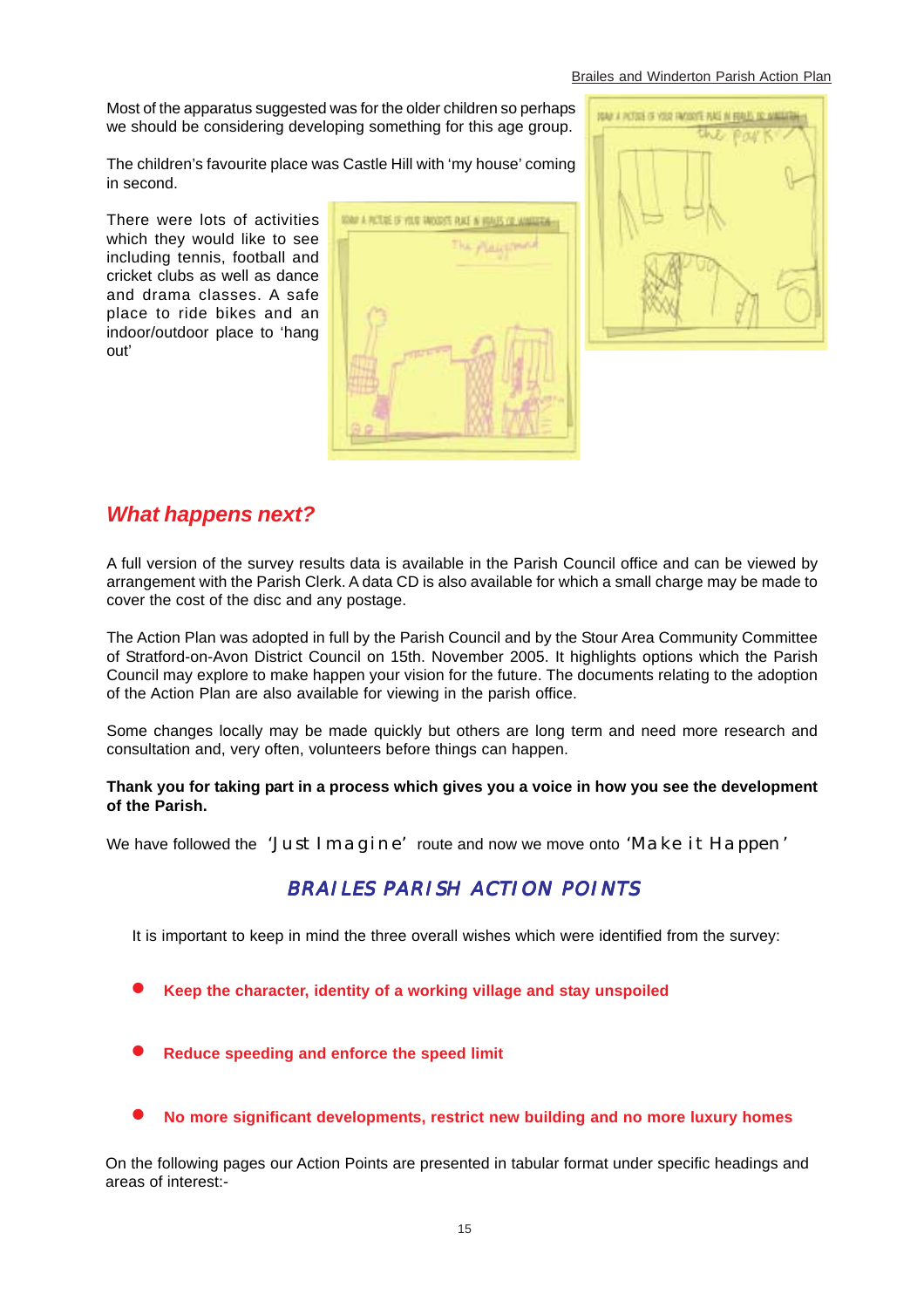Most of the apparatus suggested was for the older children so perhaps we should be considering developing something for this age group.

The children's favourite place was Castle Hill with 'my house' coming in second.

There were lots of activities which they would like to see including tennis, football and cricket clubs as well as dance and drama classes. A safe place to ride bikes and an indoor/outdoor place to 'hang out'

## *What happens next?*

A full version of the survey results data is available in the Parish Council office and can be viewed by arrangement with the Parish Clerk. A data CD is also available for which a small charge may be made to cover the cost of the disc and any postage.

The Action Plan was adopted in full by the Parish Council and by the Stour Area Community Committee of Stratford-on-Avon District Council on 15th. November 2005. It highlights options which the Parish Council may explore to make happen your vision for the future. The documents relating to the adoption of the Action Plan are also available for viewing in the parish office.

Some changes locally may be made quickly but others are long term and need more research and consultation and, very often, volunteers before things can happen.

**Thank you for taking part in a process which gives you a voice in how you see the development of the Parish.**

We have followed the 'Just Imagine' route and now we move onto 'Make it Happen'

## *BRAILES PARISH ACTION POINTS*

It is important to keep in mind the three overall wishes which were identified from the survey:

- **Keep the character, identity of a working village and stay unspoiled**
- **Reduce speeding and enforce the speed limit**
- **No more significant developments, restrict new building and no more luxury homes**

On the following pages our Action Points are presented in tabular format under specific headings and areas of interest:-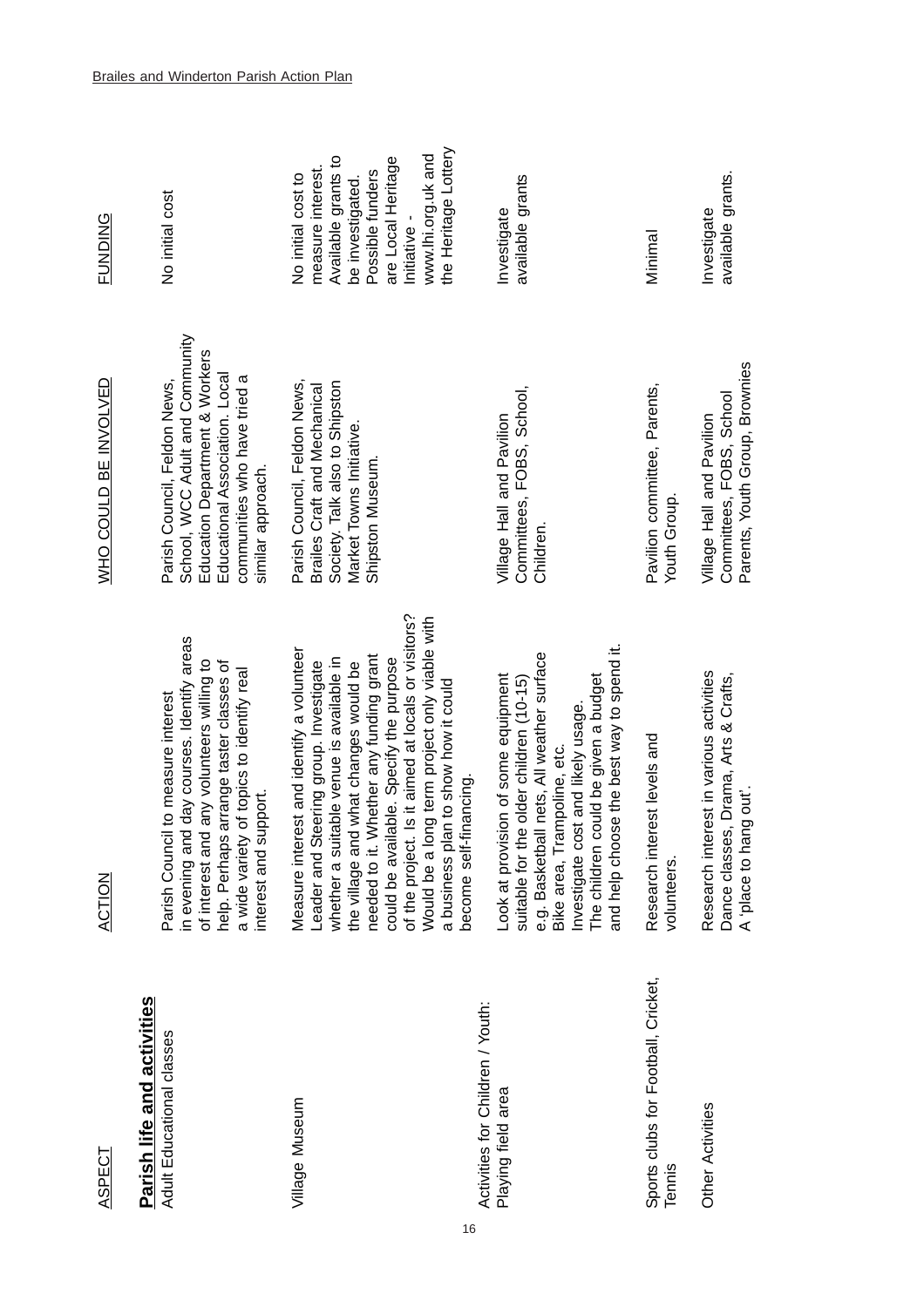| ASPECT | ACTION | WHO COULD BE INVOLVED | FUNDING |
|---|---|---|---|
| **Parish life and activities** | | | |
| Adult Educational classes | Parish Council to measure interest in evening and day courses. Identify areas of interest and any volunteers willing to help. Perhaps arrange taster classes of a wide variety of topics to identify real interest and support. | Parish Council, Feldon News, School, WCC Adult and Community Education Department & Workers Educational Association. Local communities who have tried a similar approach. | No initial cost |
| Village Museum | Measure interest and identify a volunteer Leader and Steering group. Investigate whether a suitable venue is available in the village and what changes would be needed to it. Whether any funding grant could be available. Specify the purpose of the project. Is it aimed at locals or visitors? Would be a long term project only viable with a business plan to show how it could become self-financing. | Parish Council, Feldon News, Brailes Craft and Mechanical Society. Talk also to Shipston Market Towns Initiative. Shipston Museum. | No initial cost to measure interest. Available grants to be investigated. Possible funders are Local Heritage Initiative - www.lhi.org.uk and the Heritage Lottery |
| Activities for Children / Youth: Playing field area | Look at provision of some equipment suitable for the older children (10-15) e.g. Basketball nets, All weather surface Bike area, Trampoline, etc. Investigate cost and likely usage. The children could be given a budget and help choose the best way to spend it. | Village Hall and Pavilion Committees, FOBS, School, Children. | Investigate available grants |
| Sports clubs for Football, Cricket, Tennis | Research interest levels and volunteers. | Pavilion committee, Parents, Youth Group. | Minimal |
| Other Activities | Research interest in various activities Dance classes, Drama, Arts & Crafts, A 'place to hang out'. | Village Hall and Pavilion Committees, FOBS, School Parents, Youth Group, Brownies | Investigate available grants. |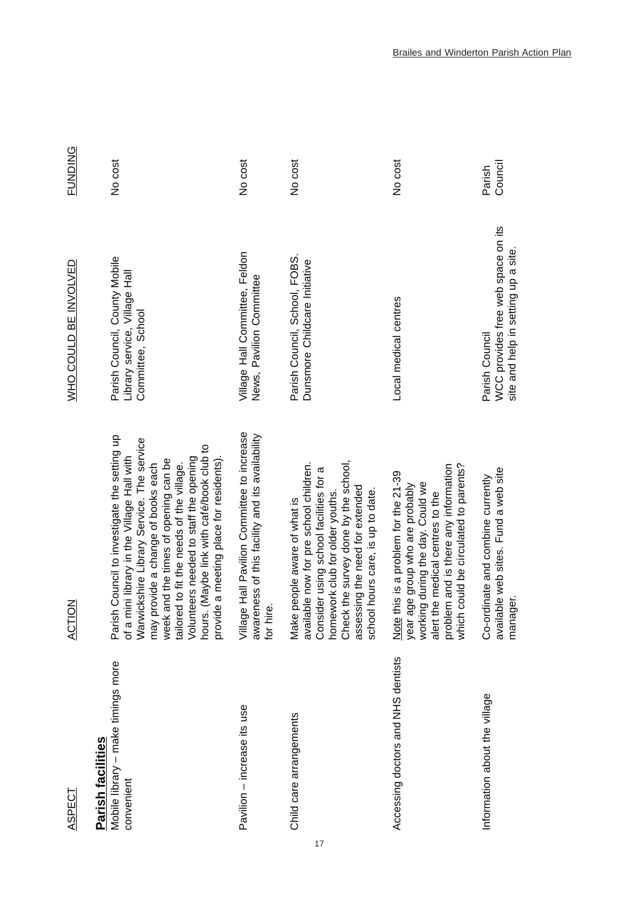| ASPECT | ACTION | WHO COULD BE INVOLVED | FUNDING |
|---|---|---|---|
| **Parish facilities** | | | |
| Mobile library – make timings more convenient | Parish Council to investigate the setting up of a mini library in the Village Hall with Warwickshire Library Service. The service may provide a change of books each week and the times of opening can be tailored to fit the needs of the village. Volunteers needed to staff the opening hours. (Maybe link with café/book club to provide a meeting place for residents). | Parish Council, County Mobile Library service, Village Hall Committee, School | No cost |
| Pavilion – increase its use | Village Hall Pavilion Committee to increase awareness of this facility and its availability for hire. | Village Hall Committee, Feldon News, Pavilion Committee | No cost |
| Child care arrangements | Make people aware of what is available now for pre school children. Consider using school facilities for a homework club for older youths. Check the survey done by the school, assessing the need for extended school hours care, is up to date. | Parish Council, School, FOBS. Dunsmore Childcare Initiative | No cost |
| Accessing doctors and NHS dentists | Note this is a problem for the 21-39 year age group who are probably working during the day. Could we alert the medical centres to the problem and is there any information which could be circulated to parents? | Local medical centres | No cost |
| Information about the village | Co-ordinate and combine currently available web sites. Fund a web site manager. | Parish Council<br>WCC provides free web space on its site and help in setting up a site. | Parish Council |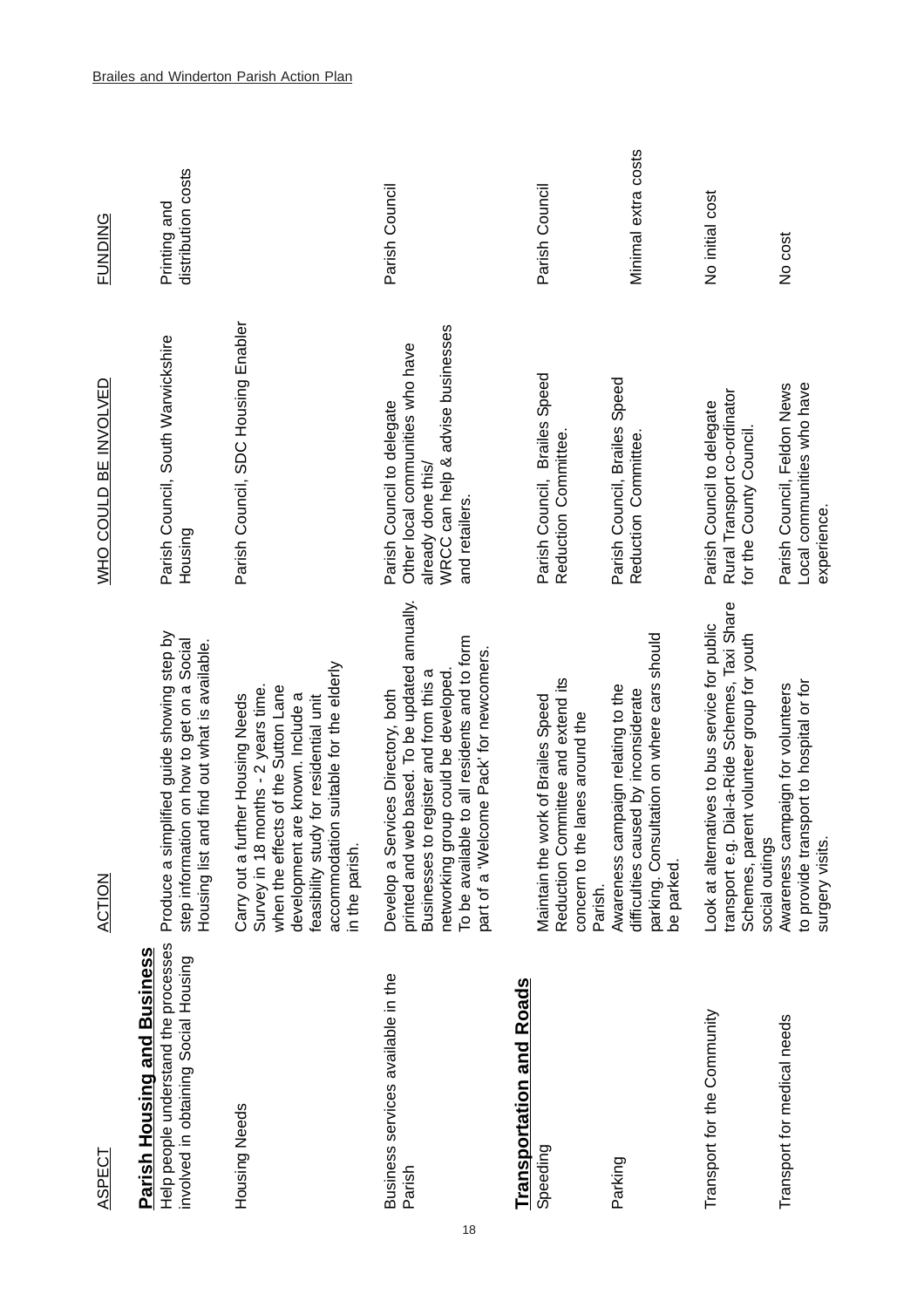| ASPECT | ACTION | WHO COULD BE INVOLVED | FUNDING |
|---|---|---|---|
| **Parish Housing and Business** | | | |
| Help people understand the processes involved in obtaining Social Housing | Produce a simplified guide showing step by step information on how to get on a Social Housing list and find out what is available. | Parish Council, South Warwickshire Housing | Printing and distribution costs |
| Housing Needs | Carry out a further Housing Needs Survey in 18 months - 2 years time. when the effects of the Sutton Lane development are known. Include a feasibility study for residential unit accommodation suitable for the elderly in the parish. | Parish Council, SDC Housing Enabler | |
| Business services available in the Parish | Develop a Services Directory, both printed and web based. To be updated annually. Businesses to register and from this a networking group could be developed. To be available to all residents and to form part of a 'Welcome Pack' for newcomers. | Parish Council to delegate Other local communities who have already done this/ WRCC can help & advise businesses and retailers. | Parish Council |
| **Transportation and Roads** | | | |
| Speeding | Maintain the work of Brailes Speed Reduction Committee and extend its concern to the lanes around the Parish. | Parish Council, Brailes Speed Reduction Committee. | Parish Council |
| Parking | Awareness campaign relating to the difficulties caused by inconsiderate parking. Consultation on where cars should be parked. | Parish Council, Brailes Speed Reduction Committee. | Minimal extra costs |
| Transport for the Community | Look at alternatives to bus service for public transport e.g. Dial-a-Ride Schemes, Taxi Share Schemes, parent volunteer group for youth social outings | Parish Council to delegate Rural Transport co-ordinator for the County Council. | No initial cost |
| Transport for medical needs | Awareness campaign for volunteers to provide transport to hospital or for surgery visits. | Parish Council, Feldon News Local communities who have experience. | No cost |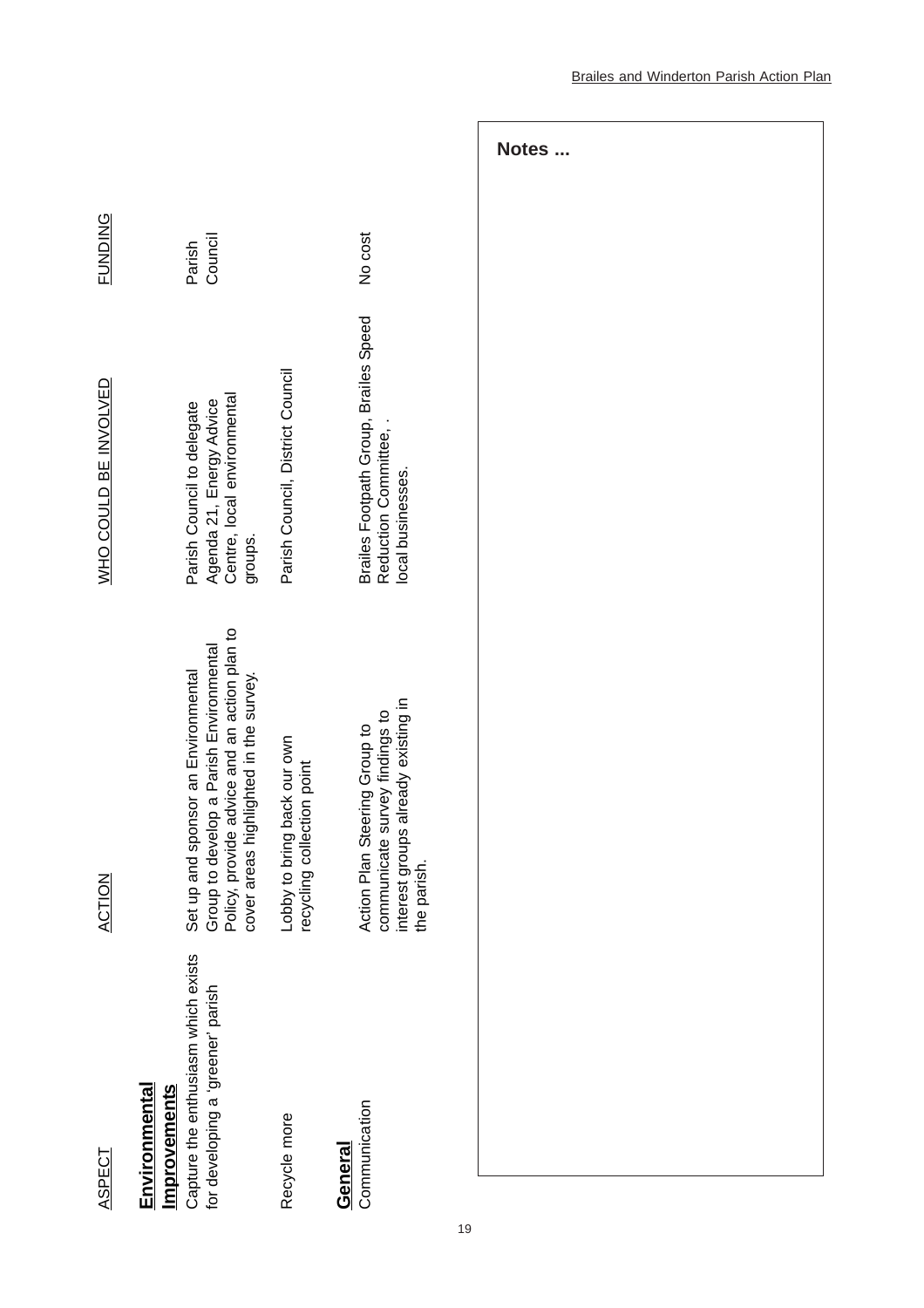| ASPECT | ACTION | WHO COULD BE INVOLVED | FUNDING |
| --- | --- | --- | --- |
| **Environmental Improvements** | | | |
| Capture the enthusiasm which exists for developing a 'greener' parish | Set up and sponsor an Environmental Group to develop a Parish Environmental Policy, provide advice and an action plan to cover areas highlighted in the survey. | Parish Council to delegate Agenda 21, Energy Advice Centre, local environmental groups. | Parish Council |
| Recycle more | Lobby to bring back our own recycling collection point | Parish Council, District Council | |
| **General** | | | |
| Communication | Action Plan Steering Group to communicate survey findings to interest groups already existing in the parish. | Brailes Footpath Group, Brailes Speed Reduction Committee, . local businesses. | No cost |

**Notes ...**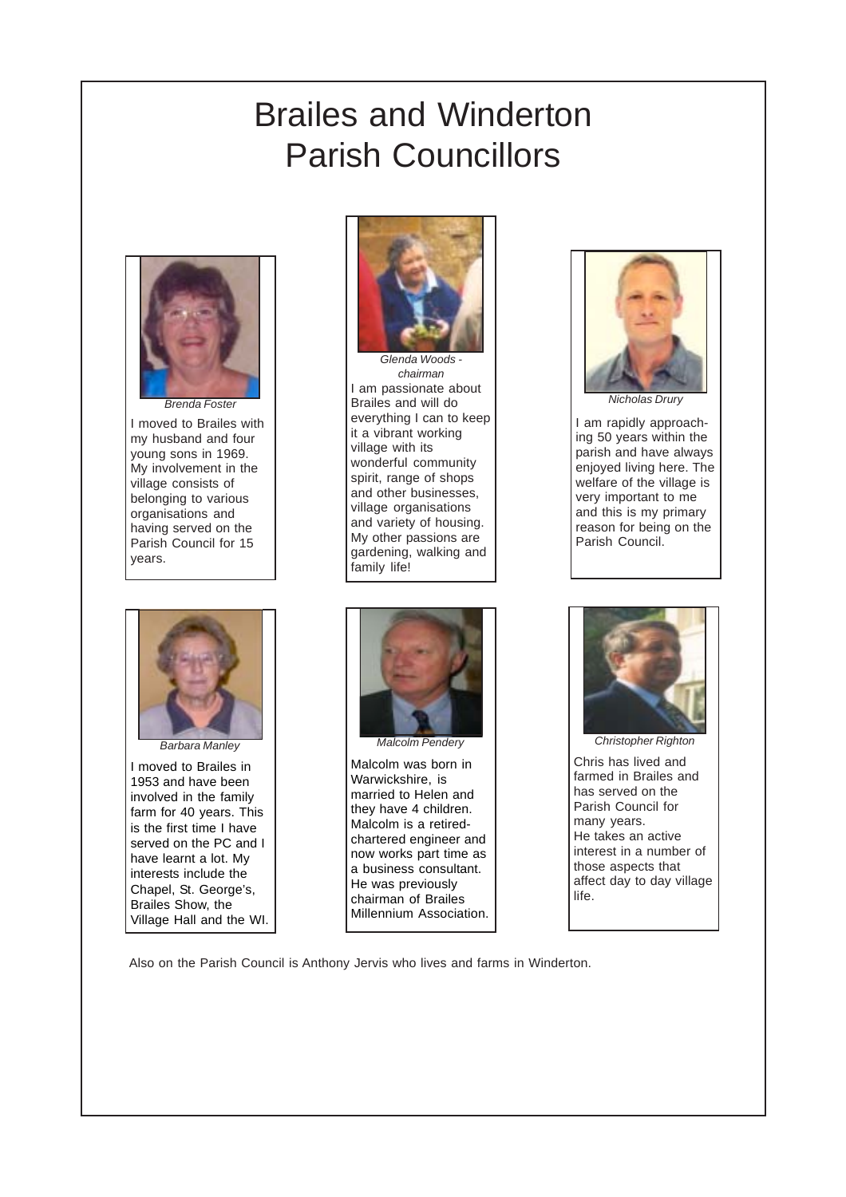# Brailes and Winderton Parish Councillors

*Brenda Foster*

I moved to Brailes with my husband and four young sons in 1969. My involvement in the village consists of belonging to various organisations and having served on the Parish Council for 15 years.

*Glenda Woods - chairman*

I am passionate about Brailes and will do everything I can to keep it a vibrant working village with its wonderful community spirit, range of shops and other businesses, village organisations and variety of housing. My other passions are gardening, walking and family life!

*Nicholas Drury*

I am rapidly approaching 50 years within the parish and have always enjoyed living here. The welfare of the village is very important to me and this is my primary reason for being on the Parish Council.

*Barbara Manley*

I moved to Brailes in 1953 and have been involved in the family farm for 40 years. This is the first time I have served on the PC and I have learnt a lot. My interests include the Chapel, St. George's, Brailes Show, the Village Hall and the WI.

*Malcolm Pendery*

Malcolm was born in Warwickshire, is married to Helen and they have 4 children. Malcolm is a retired-chartered engineer and now works part time as a business consultant. He was previously chairman of Brailes Millennium Association.

*Christopher Righton*

Chris has lived and farmed in Brailes and has served on the Parish Council for many years.
He takes an active interest in a number of those aspects that affect day to day village life.

Also on the Parish Council is Anthony Jervis who lives and farms in Winderton.